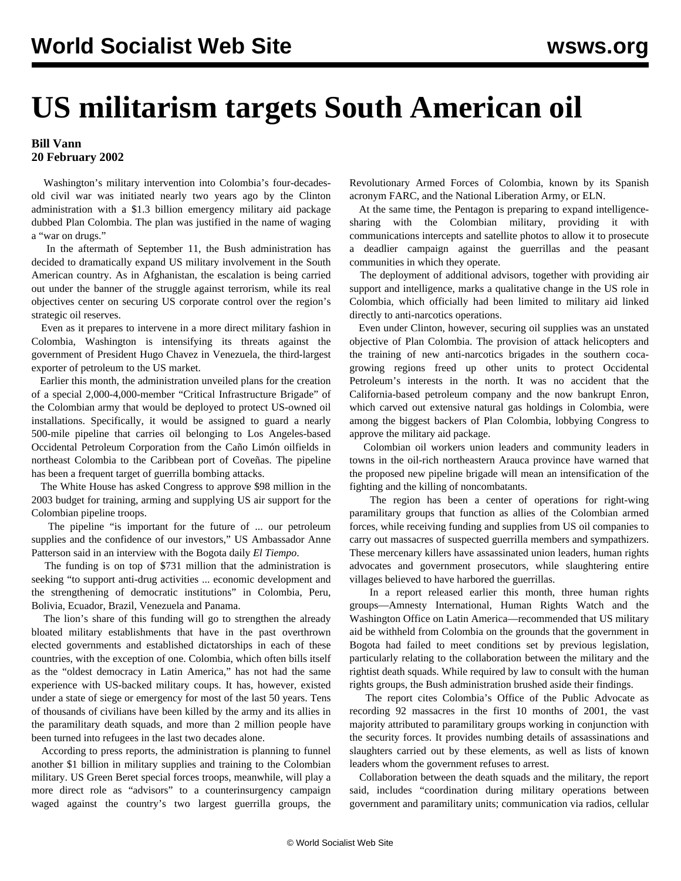# US militarism targets South American oil

**Bill Vann**
**20 February 2002**

Washington's military intervention into Colombia's four-decades-old civil war was initiated nearly two years ago by the Clinton administration with a $1.3 billion emergency military aid package dubbed Plan Colombia. The plan was justified in the name of waging a "war on drugs."

In the aftermath of September 11, the Bush administration has decided to dramatically expand US military involvement in the South American country. As in Afghanistan, the escalation is being carried out under the banner of the struggle against terrorism, while its real objectives center on securing US corporate control over the region's strategic oil reserves.

Even as it prepares to intervene in a more direct military fashion in Colombia, Washington is intensifying its threats against the government of President Hugo Chavez in Venezuela, the third-largest exporter of petroleum to the US market.

Earlier this month, the administration unveiled plans for the creation of a special 2,000-4,000-member "Critical Infrastructure Brigade" of the Colombian army that would be deployed to protect US-owned oil installations. Specifically, it would be assigned to guard a nearly 500-mile pipeline that carries oil belonging to Los Angeles-based Occidental Petroleum Corporation from the Caño Limón oilfields in northeast Colombia to the Caribbean port of Coveñas. The pipeline has been a frequent target of guerrilla bombing attacks.

The White House has asked Congress to approve $98 million in the 2003 budget for training, arming and supplying US air support for the Colombian pipeline troops.

The pipeline "is important for the future of ... our petroleum supplies and the confidence of our investors," US Ambassador Anne Patterson said in an interview with the Bogota daily *El Tiempo*.

The funding is on top of $731 million that the administration is seeking "to support anti-drug activities ... economic development and the strengthening of democratic institutions" in Colombia, Peru, Bolivia, Ecuador, Brazil, Venezuela and Panama.

The lion's share of this funding will go to strengthen the already bloated military establishments that have in the past overthrown elected governments and established dictatorships in each of these countries, with the exception of one. Colombia, which often bills itself as the "oldest democracy in Latin America," has not had the same experience with US-backed military coups. It has, however, existed under a state of siege or emergency for most of the last 50 years. Tens of thousands of civilians have been killed by the army and its allies in the paramilitary death squads, and more than 2 million people have been turned into refugees in the last two decades alone.

According to press reports, the administration is planning to funnel another $1 billion in military supplies and training to the Colombian military. US Green Beret special forces troops, meanwhile, will play a more direct role as "advisors" to a counterinsurgency campaign waged against the country's two largest guerrilla groups, the Revolutionary Armed Forces of Colombia, known by its Spanish acronym FARC, and the National Liberation Army, or ELN.

At the same time, the Pentagon is preparing to expand intelligence-sharing with the Colombian military, providing it with communications intercepts and satellite photos to allow it to prosecute a deadlier campaign against the guerrillas and the peasant communities in which they operate.

The deployment of additional advisors, together with providing air support and intelligence, marks a qualitative change in the US role in Colombia, which officially had been limited to military aid linked directly to anti-narcotics operations.

Even under Clinton, however, securing oil supplies was an unstated objective of Plan Colombia. The provision of attack helicopters and the training of new anti-narcotics brigades in the southern coca-growing regions freed up other units to protect Occidental Petroleum's interests in the north. It was no accident that the California-based petroleum company and the now bankrupt Enron, which carved out extensive natural gas holdings in Colombia, were among the biggest backers of Plan Colombia, lobbying Congress to approve the military aid package.

Colombian oil workers union leaders and community leaders in towns in the oil-rich northeastern Arauca province have warned that the proposed new pipeline brigade will mean an intensification of the fighting and the killing of noncombatants.

The region has been a center of operations for right-wing paramilitary groups that function as allies of the Colombian armed forces, while receiving funding and supplies from US oil companies to carry out massacres of suspected guerrilla members and sympathizers. These mercenary killers have assassinated union leaders, human rights advocates and government prosecutors, while slaughtering entire villages believed to have harbored the guerrillas.

In a report released earlier this month, three human rights groups—Amnesty International, Human Rights Watch and the Washington Office on Latin America—recommended that US military aid be withheld from Colombia on the grounds that the government in Bogota had failed to meet conditions set by previous legislation, particularly relating to the collaboration between the military and the rightist death squads. While required by law to consult with the human rights groups, the Bush administration brushed aside their findings.

The report cites Colombia's Office of the Public Advocate as recording 92 massacres in the first 10 months of 2001, the vast majority attributed to paramilitary groups working in conjunction with the security forces. It provides numbing details of assassinations and slaughters carried out by these elements, as well as lists of known leaders whom the government refuses to arrest.

Collaboration between the death squads and the military, the report said, includes "coordination during military operations between government and paramilitary units; communication via radios, cellular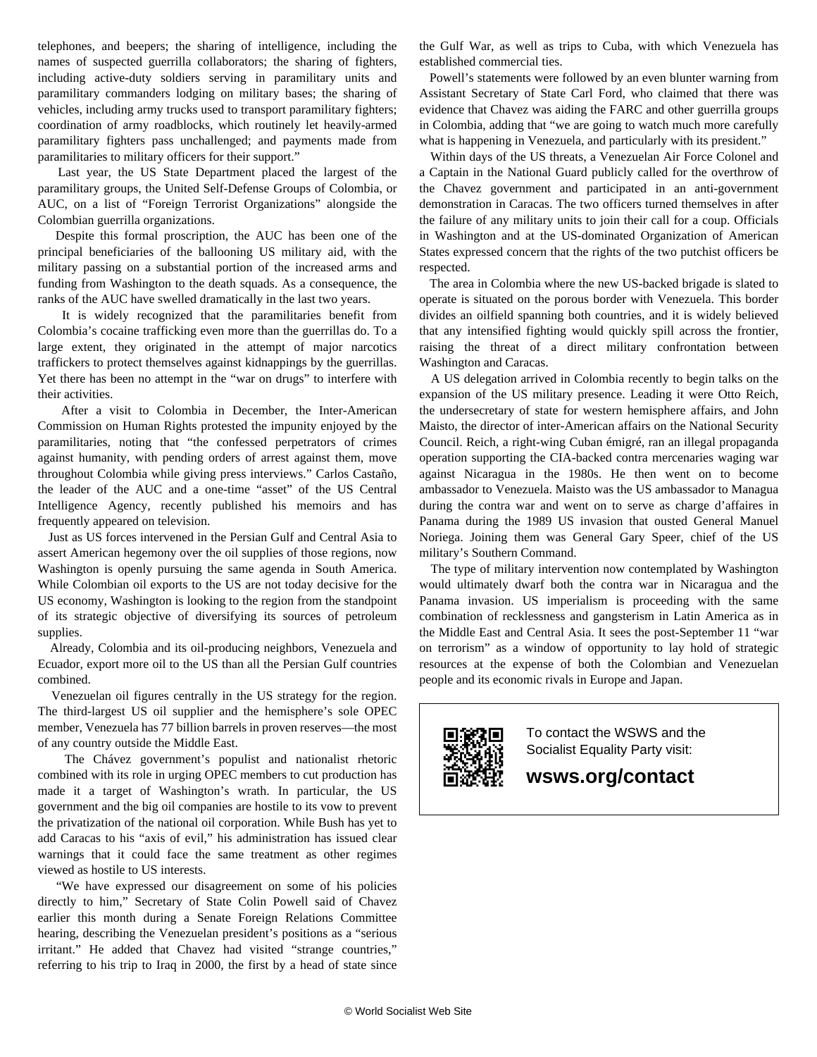telephones, and beepers; the sharing of intelligence, including the names of suspected guerrilla collaborators; the sharing of fighters, including active-duty soldiers serving in paramilitary units and paramilitary commanders lodging on military bases; the sharing of vehicles, including army trucks used to transport paramilitary fighters; coordination of army roadblocks, which routinely let heavily-armed paramilitary fighters pass unchallenged; and payments made from paramilitaries to military officers for their support."

Last year, the US State Department placed the largest of the paramilitary groups, the United Self-Defense Groups of Colombia, or AUC, on a list of "Foreign Terrorist Organizations" alongside the Colombian guerrilla organizations.

Despite this formal proscription, the AUC has been one of the principal beneficiaries of the ballooning US military aid, with the military passing on a substantial portion of the increased arms and funding from Washington to the death squads. As a consequence, the ranks of the AUC have swelled dramatically in the last two years.

It is widely recognized that the paramilitaries benefit from Colombia's cocaine trafficking even more than the guerrillas do. To a large extent, they originated in the attempt of major narcotics traffickers to protect themselves against kidnappings by the guerrillas. Yet there has been no attempt in the "war on drugs" to interfere with their activities.

After a visit to Colombia in December, the Inter-American Commission on Human Rights protested the impunity enjoyed by the paramilitaries, noting that "the confessed perpetrators of crimes against humanity, with pending orders of arrest against them, move throughout Colombia while giving press interviews." Carlos Castaño, the leader of the AUC and a one-time "asset" of the US Central Intelligence Agency, recently published his memoirs and has frequently appeared on television.

Just as US forces intervened in the Persian Gulf and Central Asia to assert American hegemony over the oil supplies of those regions, now Washington is openly pursuing the same agenda in South America. While Colombian oil exports to the US are not today decisive for the US economy, Washington is looking to the region from the standpoint of its strategic objective of diversifying its sources of petroleum supplies.

Already, Colombia and its oil-producing neighbors, Venezuela and Ecuador, export more oil to the US than all the Persian Gulf countries combined.

Venezuelan oil figures centrally in the US strategy for the region. The third-largest US oil supplier and the hemisphere's sole OPEC member, Venezuela has 77 billion barrels in proven reserves—the most of any country outside the Middle East.

The Chávez government's populist and nationalist rhetoric combined with its role in urging OPEC members to cut production has made it a target of Washington's wrath. In particular, the US government and the big oil companies are hostile to its vow to prevent the privatization of the national oil corporation. While Bush has yet to add Caracas to his "axis of evil," his administration has issued clear warnings that it could face the same treatment as other regimes viewed as hostile to US interests.

"We have expressed our disagreement on some of his policies directly to him," Secretary of State Colin Powell said of Chavez earlier this month during a Senate Foreign Relations Committee hearing, describing the Venezuelan president's positions as a "serious irritant." He added that Chavez had visited "strange countries," referring to his trip to Iraq in 2000, the first by a head of state since the Gulf War, as well as trips to Cuba, with which Venezuela has established commercial ties.

Powell's statements were followed by an even blunter warning from Assistant Secretary of State Carl Ford, who claimed that there was evidence that Chavez was aiding the FARC and other guerrilla groups in Colombia, adding that "we are going to watch much more carefully what is happening in Venezuela, and particularly with its president."

Within days of the US threats, a Venezuelan Air Force Colonel and a Captain in the National Guard publicly called for the overthrow of the Chavez government and participated in an anti-government demonstration in Caracas. The two officers turned themselves in after the failure of any military units to join their call for a coup. Officials in Washington and at the US-dominated Organization of American States expressed concern that the rights of the two putchist officers be respected.

The area in Colombia where the new US-backed brigade is slated to operate is situated on the porous border with Venezuela. This border divides an oilfield spanning both countries, and it is widely believed that any intensified fighting would quickly spill across the frontier, raising the threat of a direct military confrontation between Washington and Caracas.

A US delegation arrived in Colombia recently to begin talks on the expansion of the US military presence. Leading it were Otto Reich, the undersecretary of state for western hemisphere affairs, and John Maisto, the director of inter-American affairs on the National Security Council. Reich, a right-wing Cuban émigré, ran an illegal propaganda operation supporting the CIA-backed contra mercenaries waging war against Nicaragua in the 1980s. He then went on to become ambassador to Venezuela. Maisto was the US ambassador to Managua during the contra war and went on to serve as charge d'affaires in Panama during the 1989 US invasion that ousted General Manuel Noriega. Joining them was General Gary Speer, chief of the US military's Southern Command.

The type of military intervention now contemplated by Washington would ultimately dwarf both the contra war in Nicaragua and the Panama invasion. US imperialism is proceeding with the same combination of recklessness and gangsterism in Latin America as in the Middle East and Central Asia. It sees the post-September 11 "war on terrorism" as a window of opportunity to lay hold of strategic resources at the expense of both the Colombian and Venezuelan people and its economic rivals in Europe and Japan.

To contact the WSWS and the Socialist Equality Party visit:

**wsws.org/contact**